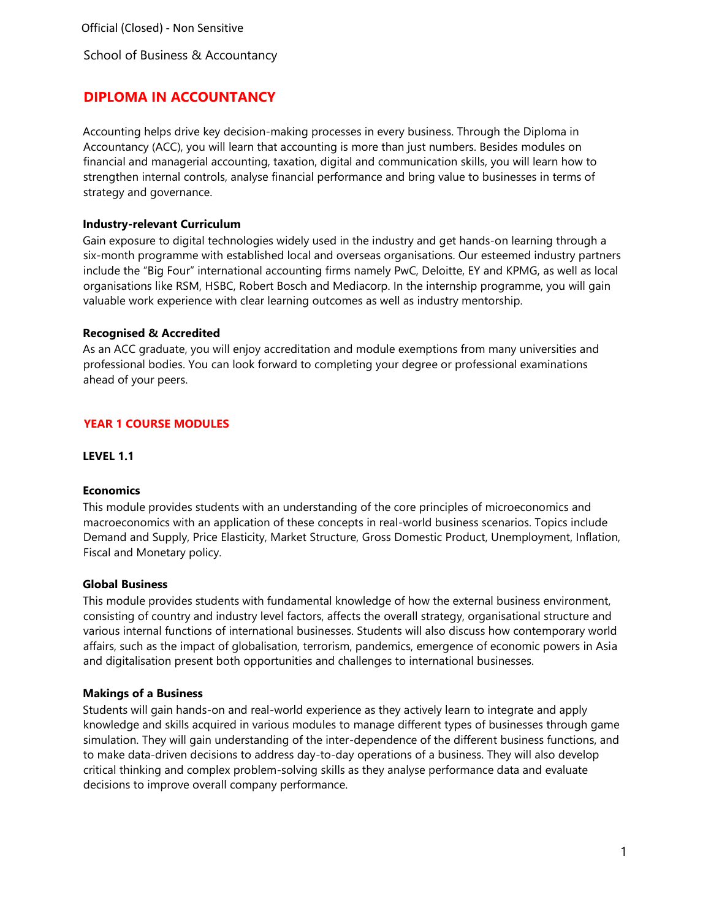Official (Closed) - Non Sensitive

School of Business & Accountancy

# DIPLOMA IN ACCOUNTANCY

Accounting helps drive key decision-making processes in every business. Through the Diploma in Accountancy (ACC), you will learn that accounting is more than just numbers. Besides modules on financial and managerial accounting, taxation, digital and communication skills, you will learn how to strengthen internal controls, analyse financial performance and bring value to businesses in terms of strategy and governance.

**Industry-relevant Curriculum**

Gain exposure to digital technologies widely used in the industry and get hands-on learning through a six-month programme with established local and overseas organisations. Our esteemed industry partners include the "Big Four" international accounting firms namely PwC, Deloitte, EY and KPMG, as well as local organisations like RSM, HSBC, Robert Bosch and Mediacorp. In the internship programme, you will gain valuable work experience with clear learning outcomes as well as industry mentorship.

**Recognised & Accredited**

As an ACC graduate, you will enjoy accreditation and module exemptions from many universities and professional bodies. You can look forward to completing your degree or professional examinations ahead of your peers.

## YEAR 1 COURSE MODULES

### LEVEL 1.1

**Economics**

This module provides students with an understanding of the core principles of microeconomics and macroeconomics with an application of these concepts in real-world business scenarios. Topics include Demand and Supply, Price Elasticity, Market Structure, Gross Domestic Product, Unemployment, Inflation, Fiscal and Monetary policy.

**Global Business**

This module provides students with fundamental knowledge of how the external business environment, consisting of country and industry level factors, affects the overall strategy, organisational structure and various internal functions of international businesses. Students will also discuss how contemporary world affairs, such as the impact of globalisation, terrorism, pandemics, emergence of economic powers in Asia and digitalisation present both opportunities and challenges to international businesses.

**Makings of a Business**

Students will gain hands-on and real-world experience as they actively learn to integrate and apply knowledge and skills acquired in various modules to manage different types of businesses through game simulation. They will gain understanding of the inter-dependence of the different business functions, and to make data-driven decisions to address day-to-day operations of a business. They will also develop critical thinking and complex problem-solving skills as they analyse performance data and evaluate decisions to improve overall company performance.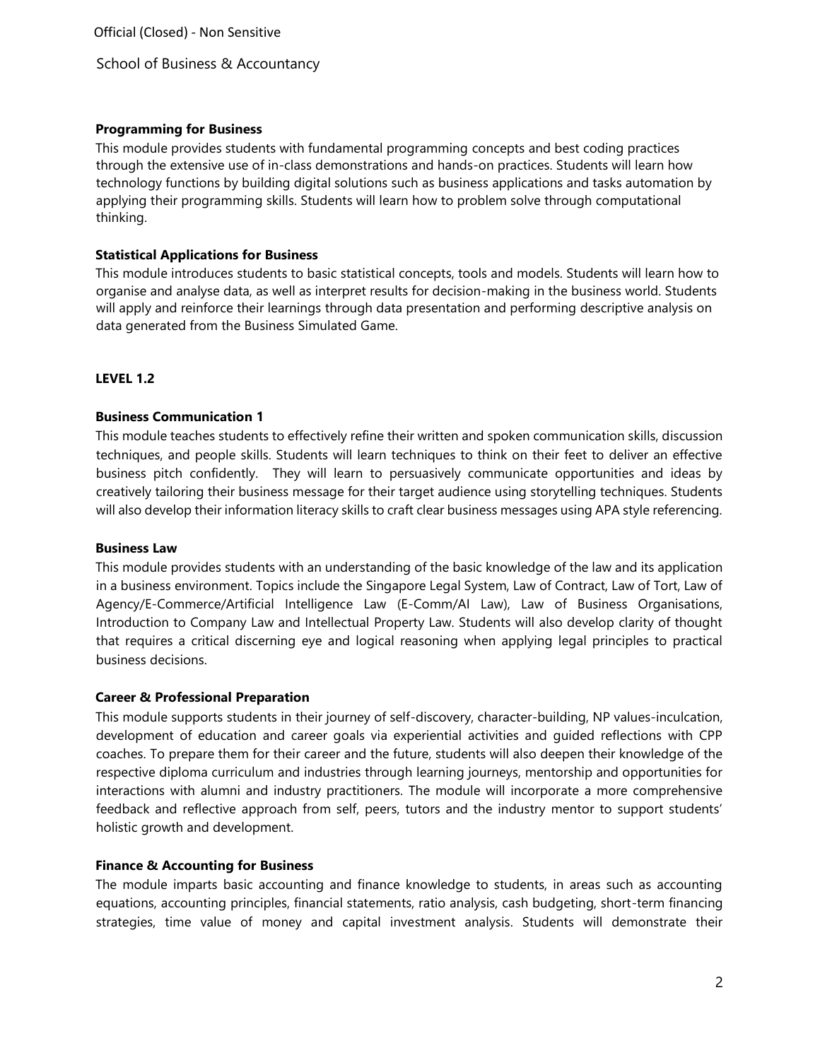**Programming for Business**

This module provides students with fundamental programming concepts and best coding practices through the extensive use of in-class demonstrations and hands-on practices. Students will learn how technology functions by building digital solutions such as business applications and tasks automation by applying their programming skills. Students will learn how to problem solve through computational thinking.

**Statistical Applications for Business**

This module introduces students to basic statistical concepts, tools and models. Students will learn how to organise and analyse data, as well as interpret results for decision-making in the business world. Students will apply and reinforce their learnings through data presentation and performing descriptive analysis on data generated from the Business Simulated Game.

**LEVEL 1.2**

**Business Communication 1**

This module teaches students to effectively refine their written and spoken communication skills, discussion techniques, and people skills. Students will learn techniques to think on their feet to deliver an effective business pitch confidently. They will learn to persuasively communicate opportunities and ideas by creatively tailoring their business message for their target audience using storytelling techniques. Students will also develop their information literacy skills to craft clear business messages using APA style referencing.

**Business Law**

This module provides students with an understanding of the basic knowledge of the law and its application in a business environment. Topics include the Singapore Legal System, Law of Contract, Law of Tort, Law of Agency/E-Commerce/Artificial Intelligence Law (E-Comm/AI Law), Law of Business Organisations, Introduction to Company Law and Intellectual Property Law. Students will also develop clarity of thought that requires a critical discerning eye and logical reasoning when applying legal principles to practical business decisions.

**Career & Professional Preparation**

This module supports students in their journey of self-discovery, character-building, NP values-inculcation, development of education and career goals via experiential activities and guided reflections with CPP coaches. To prepare them for their career and the future, students will also deepen their knowledge of the respective diploma curriculum and industries through learning journeys, mentorship and opportunities for interactions with alumni and industry practitioners. The module will incorporate a more comprehensive feedback and reflective approach from self, peers, tutors and the industry mentor to support students' holistic growth and development.

**Finance & Accounting for Business**

The module imparts basic accounting and finance knowledge to students, in areas such as accounting equations, accounting principles, financial statements, ratio analysis, cash budgeting, short-term financing strategies, time value of money and capital investment analysis. Students will demonstrate their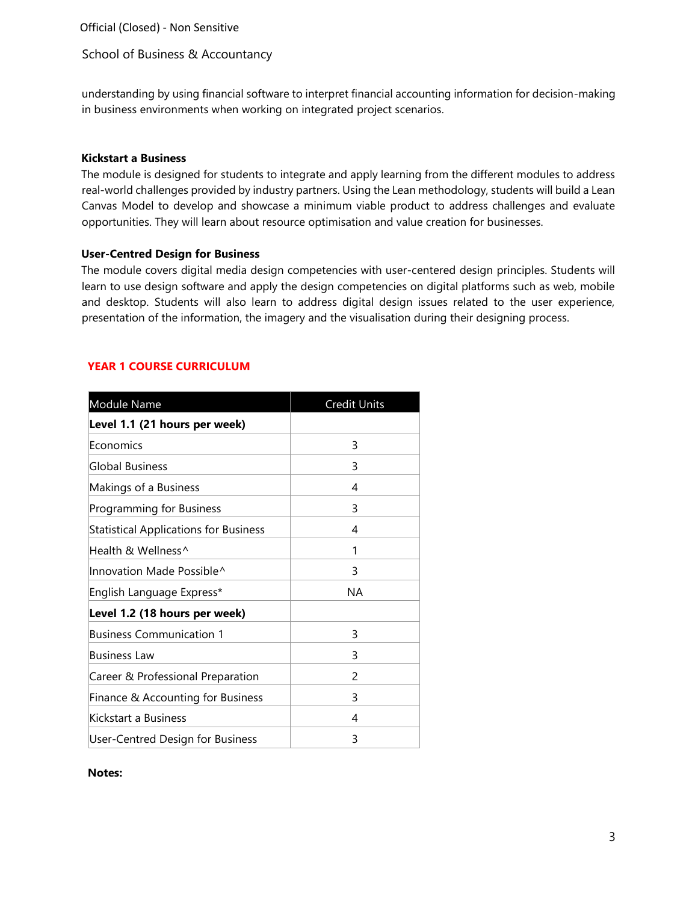understanding by using financial software to interpret financial accounting information for decision-making in business environments when working on integrated project scenarios.

**Kickstart a Business**

The module is designed for students to integrate and apply learning from the different modules to address real-world challenges provided by industry partners. Using the Lean methodology, students will build a Lean Canvas Model to develop and showcase a minimum viable product to address challenges and evaluate opportunities. They will learn about resource optimisation and value creation for businesses.

**User-Centred Design for Business**

The module covers digital media design competencies with user-centered design principles. Students will learn to use design software and apply the design competencies on digital platforms such as web, mobile and desktop. Students will also learn to address digital design issues related to the user experience, presentation of the information, the imagery and the visualisation during their designing process.

## YEAR 1 COURSE CURRICULUM

| Module Name | Credit Units |
|---|---|
| **Level 1.1 (21 hours per week)** | |
| Economics | 3 |
| Global Business | 3 |
| Makings of a Business | 4 |
| Programming for Business | 3 |
| Statistical Applications for Business | 4 |
| Health & Wellness^ | 1 |
| Innovation Made Possible^ | 3 |
| English Language Express* | NA |
| **Level 1.2 (18 hours per week)** | |
| Business Communication 1 | 3 |
| Business Law | 3 |
| Career & Professional Preparation | 2 |
| Finance & Accounting for Business | 3 |
| Kickstart a Business | 4 |
| User-Centred Design for Business | 3 |

**Notes:**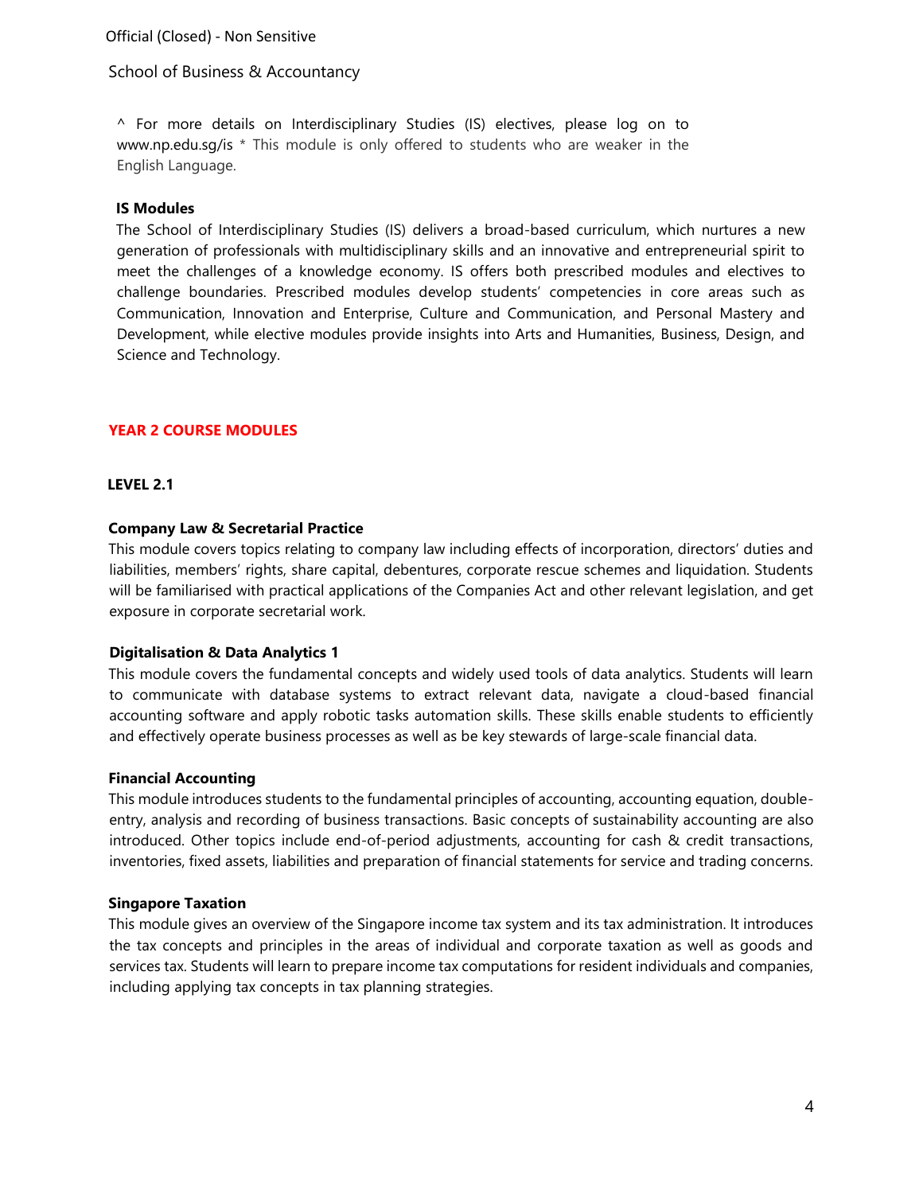^ For more details on Interdisciplinary Studies (IS) electives, please log on to www.np.edu.sg/is * This module is only offered to students who are weaker in the English Language.

**IS Modules**

The School of Interdisciplinary Studies (IS) delivers a broad-based curriculum, which nurtures a new generation of professionals with multidisciplinary skills and an innovative and entrepreneurial spirit to meet the challenges of a knowledge economy. IS offers both prescribed modules and electives to challenge boundaries. Prescribed modules develop students' competencies in core areas such as Communication, Innovation and Enterprise, Culture and Communication, and Personal Mastery and Development, while elective modules provide insights into Arts and Humanities, Business, Design, and Science and Technology.

## YEAR 2 COURSE MODULES

### LEVEL 2.1

**Company Law & Secretarial Practice**

This module covers topics relating to company law including effects of incorporation, directors' duties and liabilities, members' rights, share capital, debentures, corporate rescue schemes and liquidation. Students will be familiarised with practical applications of the Companies Act and other relevant legislation, and get exposure in corporate secretarial work.

**Digitalisation & Data Analytics 1**

This module covers the fundamental concepts and widely used tools of data analytics. Students will learn to communicate with database systems to extract relevant data, navigate a cloud-based financial accounting software and apply robotic tasks automation skills. These skills enable students to efficiently and effectively operate business processes as well as be key stewards of large-scale financial data.

**Financial Accounting**

This module introduces students to the fundamental principles of accounting, accounting equation, double-entry, analysis and recording of business transactions. Basic concepts of sustainability accounting are also introduced. Other topics include end-of-period adjustments, accounting for cash & credit transactions, inventories, fixed assets, liabilities and preparation of financial statements for service and trading concerns.

**Singapore Taxation**

This module gives an overview of the Singapore income tax system and its tax administration. It introduces the tax concepts and principles in the areas of individual and corporate taxation as well as goods and services tax. Students will learn to prepare income tax computations for resident individuals and companies, including applying tax concepts in tax planning strategies.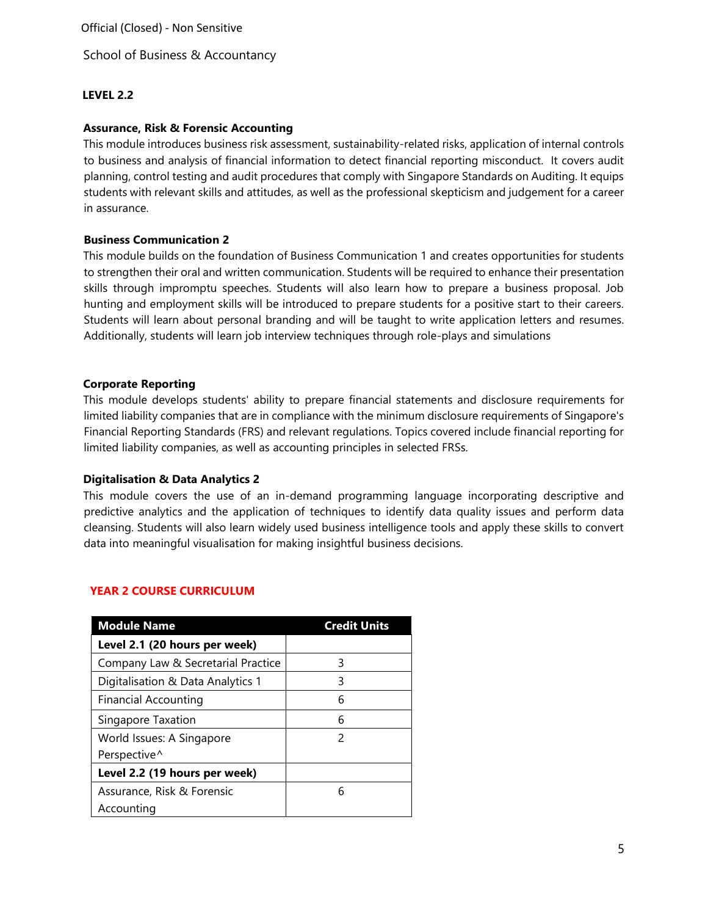Official (Closed) - Non Sensitive

School of Business & Accountancy

### LEVEL 2.2

**Assurance, Risk & Forensic Accounting**

This module introduces business risk assessment, sustainability-related risks, application of internal controls to business and analysis of financial information to detect financial reporting misconduct. It covers audit planning, control testing and audit procedures that comply with Singapore Standards on Auditing. It equips students with relevant skills and attitudes, as well as the professional skepticism and judgement for a career in assurance.

**Business Communication 2**

This module builds on the foundation of Business Communication 1 and creates opportunities for students to strengthen their oral and written communication. Students will be required to enhance their presentation skills through impromptu speeches. Students will also learn how to prepare a business proposal. Job hunting and employment skills will be introduced to prepare students for a positive start to their careers. Students will learn about personal branding and will be taught to write application letters and resumes. Additionally, students will learn job interview techniques through role-plays and simulations

**Corporate Reporting**

This module develops students' ability to prepare financial statements and disclosure requirements for limited liability companies that are in compliance with the minimum disclosure requirements of Singapore's Financial Reporting Standards (FRS) and relevant regulations. Topics covered include financial reporting for limited liability companies, as well as accounting principles in selected FRSs.

**Digitalisation & Data Analytics 2**

This module covers the use of an in-demand programming language incorporating descriptive and predictive analytics and the application of techniques to identify data quality issues and perform data cleansing. Students will also learn widely used business intelligence tools and apply these skills to convert data into meaningful visualisation for making insightful business decisions.

## YEAR 2 COURSE CURRICULUM

| Module Name | Credit Units |
| --- | --- |
| **Level 2.1 (20 hours per week)** | |
| Company Law & Secretarial Practice | 3 |
| Digitalisation & Data Analytics 1 | 3 |
| Financial Accounting | 6 |
| Singapore Taxation | 6 |
| World Issues: A Singapore Perspective^ | 2 |
| **Level 2.2 (19 hours per week)** | |
| Assurance, Risk & Forensic Accounting | 6 |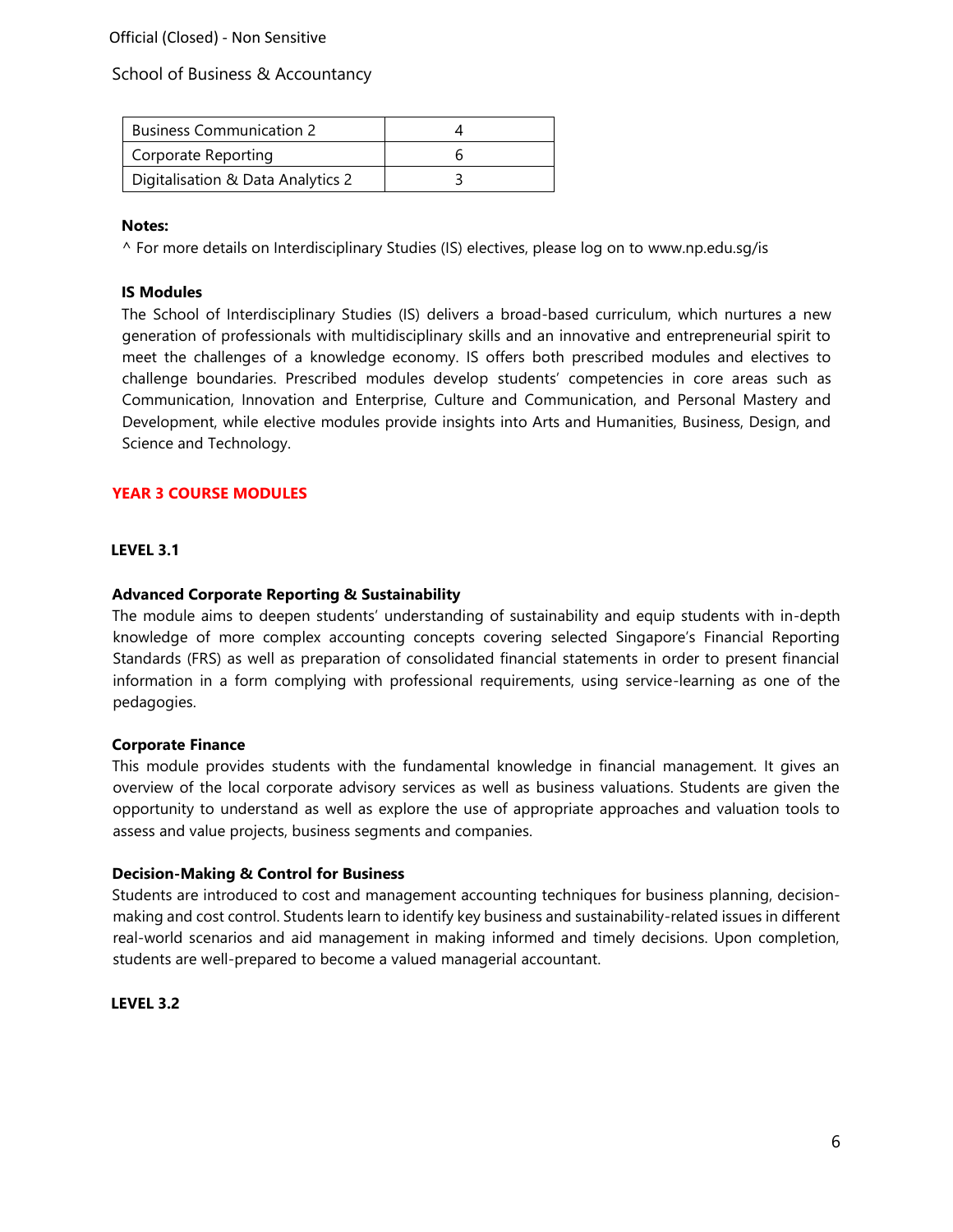| Business Communication 2 | 4 |
|---|---|
| Corporate Reporting | 6 |
| Digitalisation & Data Analytics 2 | 3 |

**Notes:**

^ For more details on Interdisciplinary Studies (IS) electives, please log on to www.np.edu.sg/is

**IS Modules**

The School of Interdisciplinary Studies (IS) delivers a broad-based curriculum, which nurtures a new generation of professionals with multidisciplinary skills and an innovative and entrepreneurial spirit to meet the challenges of a knowledge economy. IS offers both prescribed modules and electives to challenge boundaries. Prescribed modules develop students' competencies in core areas such as Communication, Innovation and Enterprise, Culture and Communication, and Personal Mastery and Development, while elective modules provide insights into Arts and Humanities, Business, Design, and Science and Technology.

## YEAR 3 COURSE MODULES

### LEVEL 3.1

**Advanced Corporate Reporting & Sustainability**

The module aims to deepen students' understanding of sustainability and equip students with in-depth knowledge of more complex accounting concepts covering selected Singapore's Financial Reporting Standards (FRS) as well as preparation of consolidated financial statements in order to present financial information in a form complying with professional requirements, using service-learning as one of the pedagogies.

**Corporate Finance**

This module provides students with the fundamental knowledge in financial management. It gives an overview of the local corporate advisory services as well as business valuations. Students are given the opportunity to understand as well as explore the use of appropriate approaches and valuation tools to assess and value projects, business segments and companies.

**Decision-Making & Control for Business**

Students are introduced to cost and management accounting techniques for business planning, decision-making and cost control. Students learn to identify key business and sustainability-related issues in different real-world scenarios and aid management in making informed and timely decisions. Upon completion, students are well-prepared to become a valued managerial accountant.

### LEVEL 3.2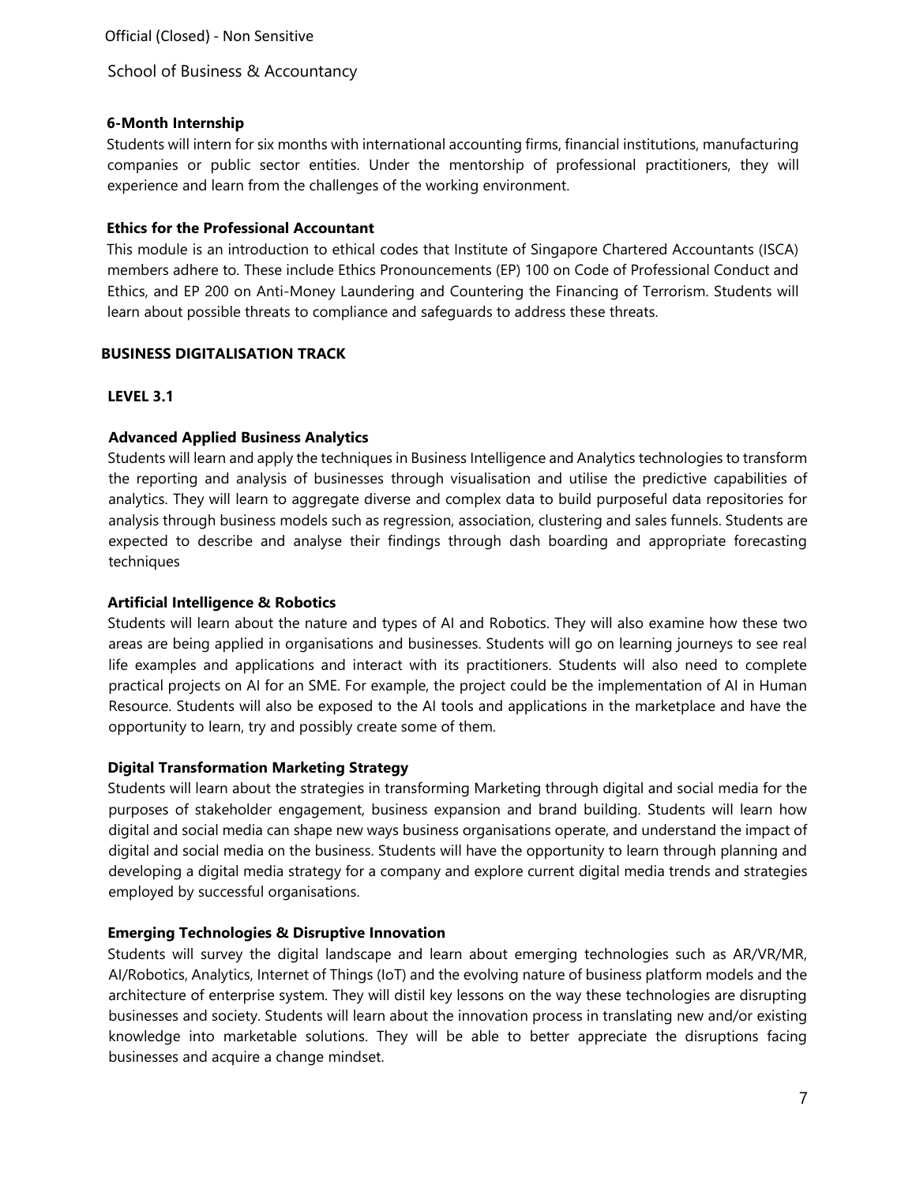### 6-Month Internship

Students will intern for six months with international accounting firms, financial institutions, manufacturing companies or public sector entities. Under the mentorship of professional practitioners, they will experience and learn from the challenges of the working environment.

### Ethics for the Professional Accountant

This module is an introduction to ethical codes that Institute of Singapore Chartered Accountants (ISCA) members adhere to. These include Ethics Pronouncements (EP) 100 on Code of Professional Conduct and Ethics, and EP 200 on Anti-Money Laundering and Countering the Financing of Terrorism. Students will learn about possible threats to compliance and safeguards to address these threats.

## BUSINESS DIGITALISATION TRACK

### LEVEL 3.1

### Advanced Applied Business Analytics

Students will learn and apply the techniques in Business Intelligence and Analytics technologies to transform the reporting and analysis of businesses through visualisation and utilise the predictive capabilities of analytics. They will learn to aggregate diverse and complex data to build purposeful data repositories for analysis through business models such as regression, association, clustering and sales funnels. Students are expected to describe and analyse their findings through dash boarding and appropriate forecasting techniques

### Artificial Intelligence & Robotics

Students will learn about the nature and types of AI and Robotics. They will also examine how these two areas are being applied in organisations and businesses. Students will go on learning journeys to see real life examples and applications and interact with its practitioners. Students will also need to complete practical projects on AI for an SME. For example, the project could be the implementation of AI in Human Resource. Students will also be exposed to the AI tools and applications in the marketplace and have the opportunity to learn, try and possibly create some of them.

### Digital Transformation Marketing Strategy

Students will learn about the strategies in transforming Marketing through digital and social media for the purposes of stakeholder engagement, business expansion and brand building. Students will learn how digital and social media can shape new ways business organisations operate, and understand the impact of digital and social media on the business. Students will have the opportunity to learn through planning and developing a digital media strategy for a company and explore current digital media trends and strategies employed by successful organisations.

### Emerging Technologies & Disruptive Innovation

Students will survey the digital landscape and learn about emerging technologies such as AR/VR/MR, AI/Robotics, Analytics, Internet of Things (IoT) and the evolving nature of business platform models and the architecture of enterprise system. They will distil key lessons on the way these technologies are disrupting businesses and society. Students will learn about the innovation process in translating new and/or existing knowledge into marketable solutions. They will be able to better appreciate the disruptions facing businesses and acquire a change mindset.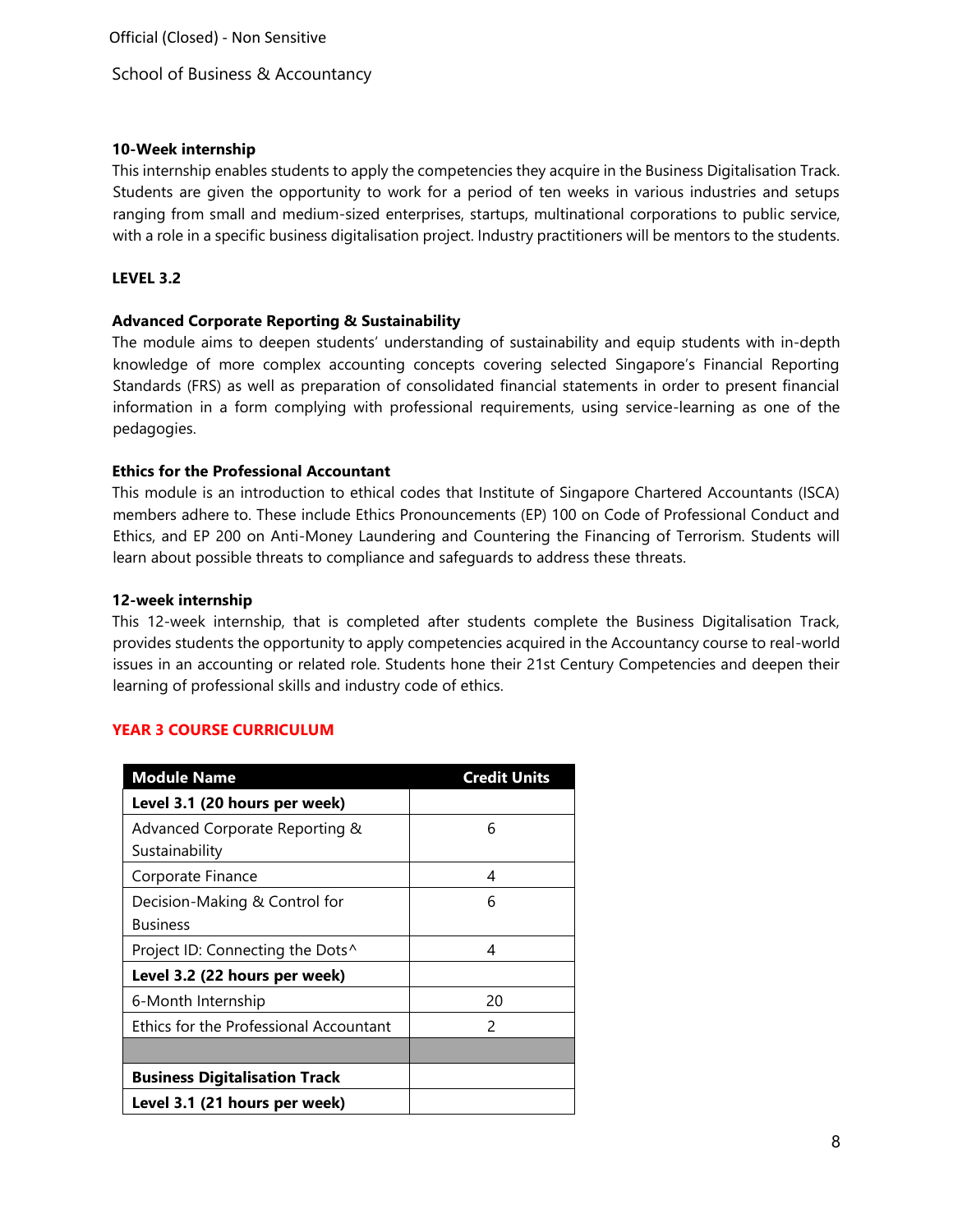**10-Week internship**

This internship enables students to apply the competencies they acquire in the Business Digitalisation Track. Students are given the opportunity to work for a period of ten weeks in various industries and setups ranging from small and medium-sized enterprises, startups, multinational corporations to public service, with a role in a specific business digitalisation project. Industry practitioners will be mentors to the students.

**LEVEL 3.2**

**Advanced Corporate Reporting & Sustainability**

The module aims to deepen students' understanding of sustainability and equip students with in-depth knowledge of more complex accounting concepts covering selected Singapore's Financial Reporting Standards (FRS) as well as preparation of consolidated financial statements in order to present financial information in a form complying with professional requirements, using service-learning as one of the pedagogies.

**Ethics for the Professional Accountant**

This module is an introduction to ethical codes that Institute of Singapore Chartered Accountants (ISCA) members adhere to. These include Ethics Pronouncements (EP) 100 on Code of Professional Conduct and Ethics, and EP 200 on Anti-Money Laundering and Countering the Financing of Terrorism. Students will learn about possible threats to compliance and safeguards to address these threats.

**12-week internship**

This 12-week internship, that is completed after students complete the Business Digitalisation Track, provides students the opportunity to apply competencies acquired in the Accountancy course to real-world issues in an accounting or related role. Students hone their 21st Century Competencies and deepen their learning of professional skills and industry code of ethics.

## YEAR 3 COURSE CURRICULUM

| Module Name | Credit Units |
|---|---|
| **Level 3.1 (20 hours per week)** | |
| Advanced Corporate Reporting & Sustainability | 6 |
| Corporate Finance | 4 |
| Decision-Making & Control for Business | 6 |
| Project ID: Connecting the Dots^ | 4 |
| **Level 3.2 (22 hours per week)** | |
| 6-Month Internship | 20 |
| Ethics for the Professional Accountant | 2 |
| | |
| **Business Digitalisation Track** | |
| **Level 3.1 (21 hours per week)** | |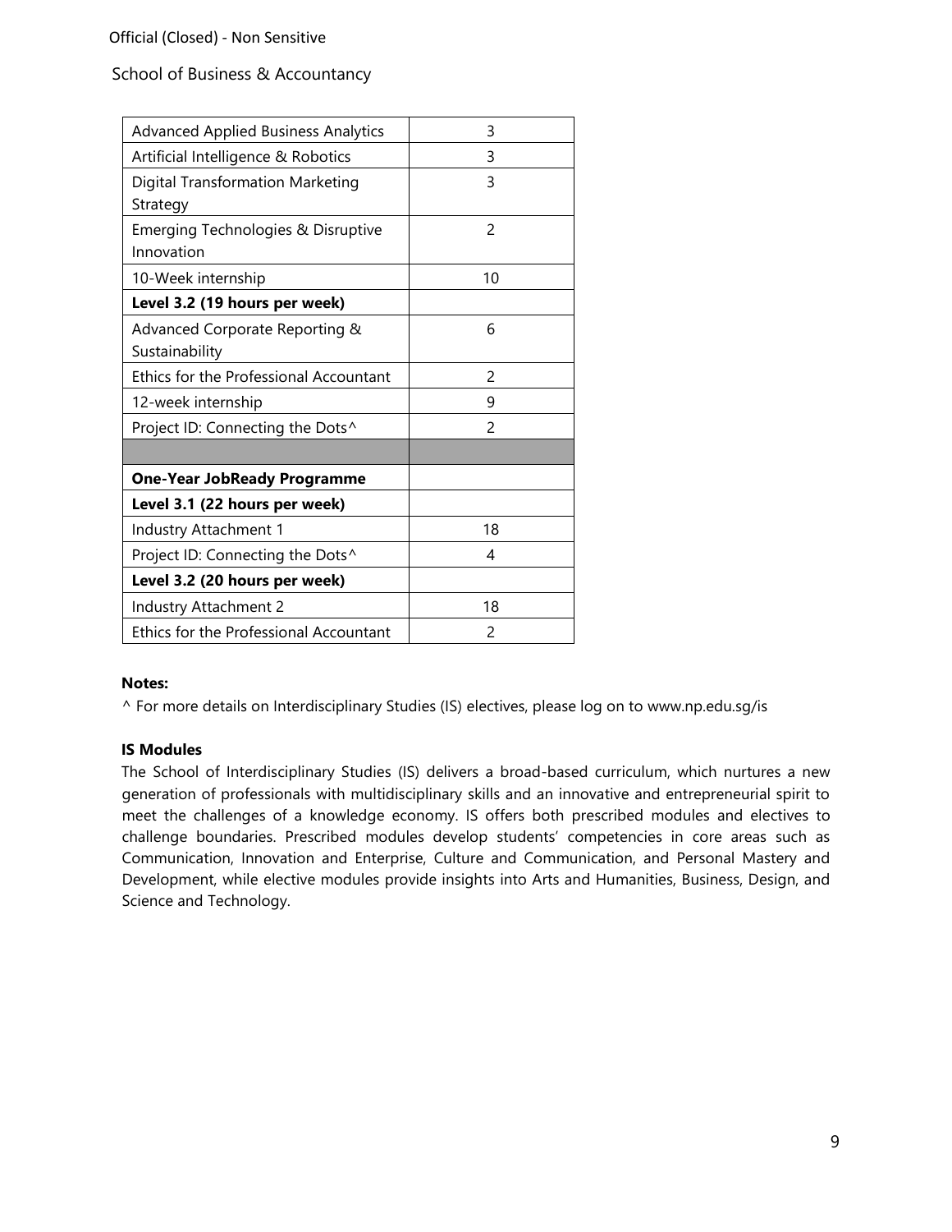| | |
|---|---|
| Advanced Applied Business Analytics | 3 |
| Artificial Intelligence & Robotics | 3 |
| Digital Transformation Marketing Strategy | 3 |
| Emerging Technologies & Disruptive Innovation | 2 |
| 10-Week internship | 10 |
| **Level 3.2 (19 hours per week)** | |
| Advanced Corporate Reporting & Sustainability | 6 |
| Ethics for the Professional Accountant | 2 |
| 12-week internship | 9 |
| Project ID: Connecting the Dots^ | 2 |
| | |
| **One-Year JobReady Programme** | |
| **Level 3.1 (22 hours per week)** | |
| Industry Attachment 1 | 18 |
| Project ID: Connecting the Dots^ | 4 |
| **Level 3.2 (20 hours per week)** | |
| Industry Attachment 2 | 18 |
| Ethics for the Professional Accountant | 2 |

**Notes:**

^ For more details on Interdisciplinary Studies (IS) electives, please log on to www.np.edu.sg/is

**IS Modules**

The School of Interdisciplinary Studies (IS) delivers a broad-based curriculum, which nurtures a new generation of professionals with multidisciplinary skills and an innovative and entrepreneurial spirit to meet the challenges of a knowledge economy. IS offers both prescribed modules and electives to challenge boundaries. Prescribed modules develop students' competencies in core areas such as Communication, Innovation and Enterprise, Culture and Communication, and Personal Mastery and Development, while elective modules provide insights into Arts and Humanities, Business, Design, and Science and Technology.